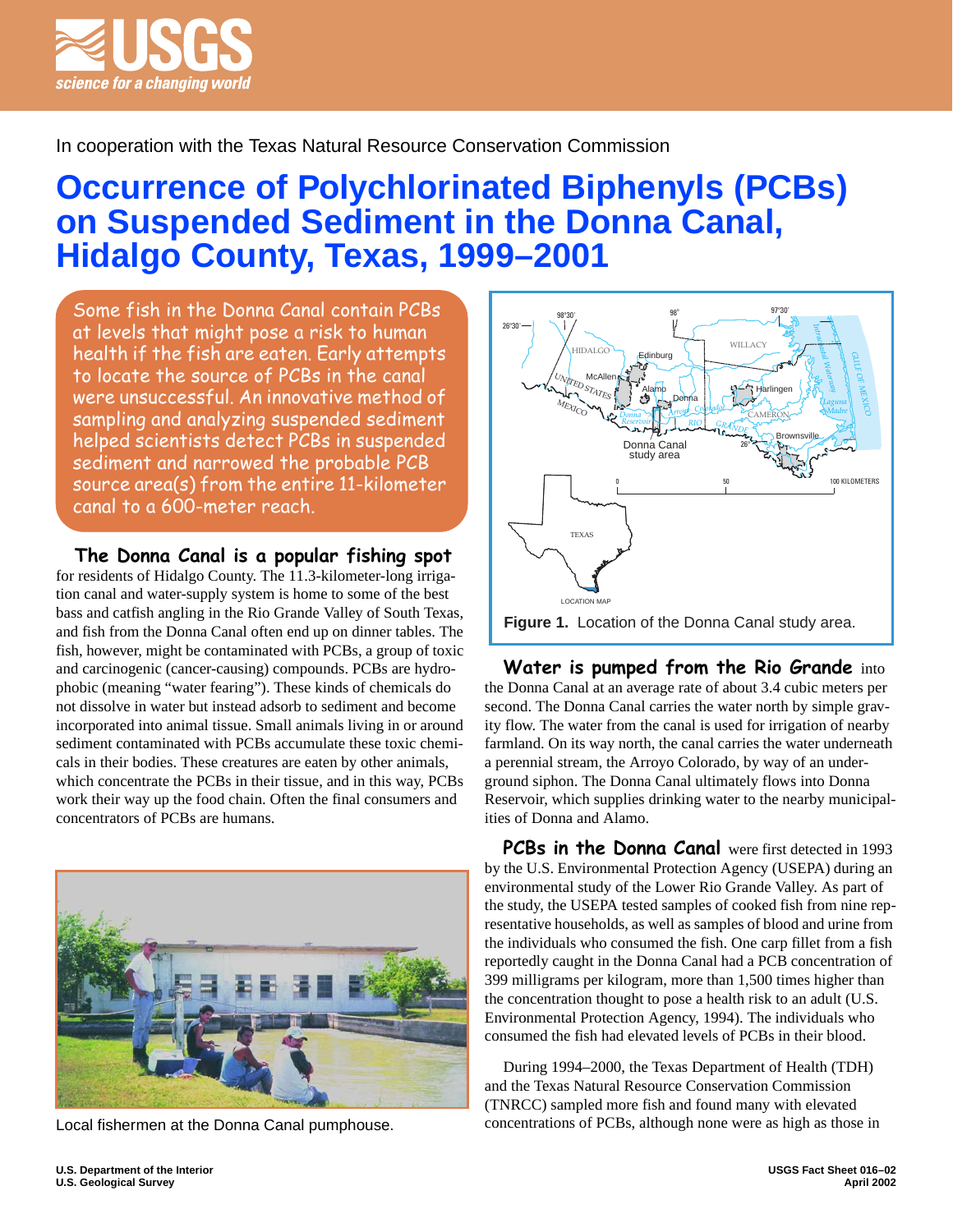In cooperation with the Texas Natural Resource Conservation Commission

# Occurrence of Polychlorinated Biphenyls (PCBs) on Suspended Sediment in the Donna Canal, Hidalgo County, Texas, 1999–2001

Some fish in the Donna Canal contain PCBs at levels that might pose a risk to human health if the fish are eaten. Early attempts to locate the source of PCBs in the canal were unsuccessful. An innovative method of sampling and analyzing suspended sediment helped scientists detect PCBs in suspended sediment and narrowed the probable PCB source area(s) from the entire 11-kilometer canal to a 600-meter reach.

**The Donna Canal is a popular fishing spot** for residents of Hidalgo County. The 11.3-kilometer-long irrigation canal and water-supply system is home to some of the best bass and catfish angling in the Rio Grande Valley of South Texas, and fish from the Donna Canal often end up on dinner tables. The fish, however, might be contaminated with PCBs, a group of toxic and carcinogenic (cancer-causing) compounds. PCBs are hydrophobic (meaning "water fearing"). These kinds of chemicals do not dissolve in water but instead adsorb to sediment and become incorporated into animal tissue. Small animals living in or around sediment contaminated with PCBs accumulate these toxic chemicals in their bodies. These creatures are eaten by other animals, which concentrate the PCBs in their tissue, and in this way, PCBs work their way up the food chain. Often the final consumers and concentrators of PCBs are humans.

Local fishermen at the Donna Canal pumphouse.

Figure 1. Location of the Donna Canal study area.

**Water is pumped from the Rio Grande** into the Donna Canal at an average rate of about 3.4 cubic meters per second. The Donna Canal carries the water north by simple gravity flow. The water from the canal is used for irrigation of nearby farmland. On its way north, the canal carries the water underneath a perennial stream, the Arroyo Colorado, by way of an underground siphon. The Donna Canal ultimately flows into Donna Reservoir, which supplies drinking water to the nearby municipalities of Donna and Alamo.

**PCBs in the Donna Canal** were first detected in 1993 by the U.S. Environmental Protection Agency (USEPA) during an environmental study of the Lower Rio Grande Valley. As part of the study, the USEPA tested samples of cooked fish from nine representative households, as well as samples of blood and urine from the individuals who consumed the fish. One carp fillet from a fish reportedly caught in the Donna Canal had a PCB concentration of 399 milligrams per kilogram, more than 1,500 times higher than the concentration thought to pose a health risk to an adult (U.S. Environmental Protection Agency, 1994). The individuals who consumed the fish had elevated levels of PCBs in their blood.

During 1994–2000, the Texas Department of Health (TDH) and the Texas Natural Resource Conservation Commission (TNRCC) sampled more fish and found many with elevated concentrations of PCBs, although none were as high as those in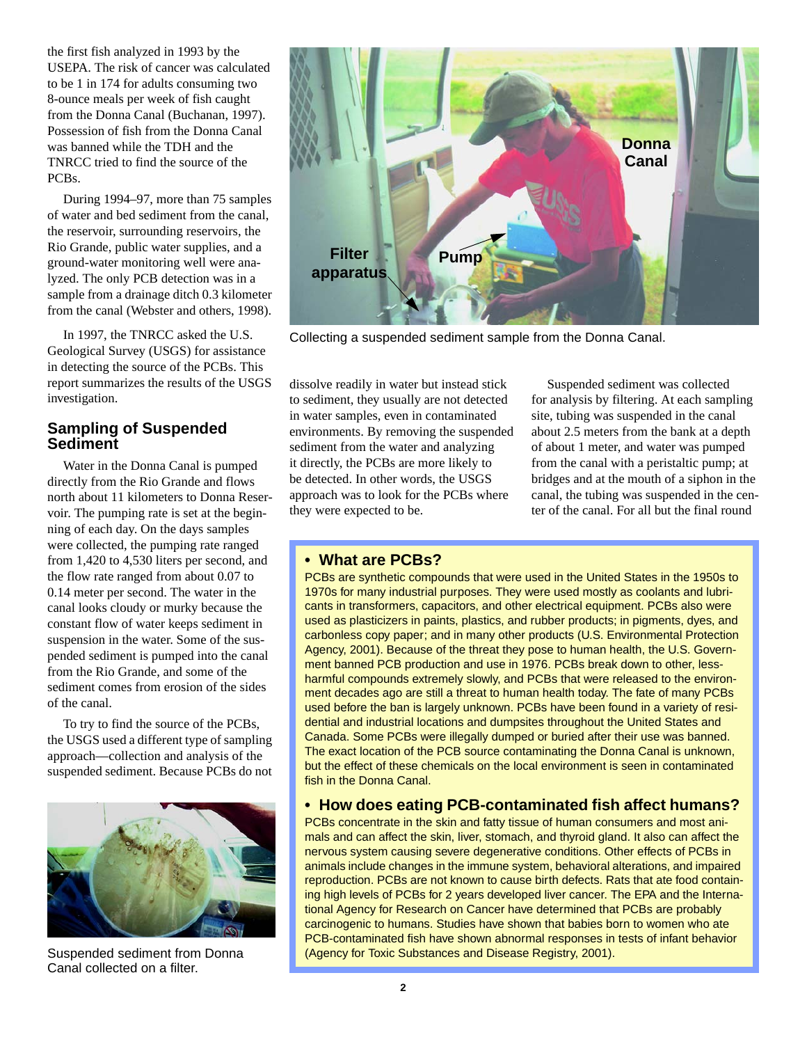the first fish analyzed in 1993 by the USEPA. The risk of cancer was calculated to be 1 in 174 for adults consuming two 8-ounce meals per week of fish caught from the Donna Canal (Buchanan, 1997). Possession of fish from the Donna Canal was banned while the TDH and the TNRCC tried to find the source of the PCBs.

During 1994–97, more than 75 samples of water and bed sediment from the canal, the reservoir, surrounding reservoirs, the Rio Grande, public water supplies, and a ground-water monitoring well were analyzed. The only PCB detection was in a sample from a drainage ditch 0.3 kilometer from the canal (Webster and others, 1998).

In 1997, the TNRCC asked the U.S. Geological Survey (USGS) for assistance in detecting the source of the PCBs. This report summarizes the results of the USGS investigation.

## Sampling of Suspended Sediment

Water in the Donna Canal is pumped directly from the Rio Grande and flows north about 11 kilometers to Donna Reservoir. The pumping rate is set at the beginning of each day. On the days samples were collected, the pumping rate ranged from 1,420 to 4,530 liters per second, and the flow rate ranged from about 0.07 to 0.14 meter per second. The water in the canal looks cloudy or murky because the constant flow of water keeps sediment in suspension in the water. Some of the suspended sediment is pumped into the canal from the Rio Grande, and some of the sediment comes from erosion of the sides of the canal.

To try to find the source of the PCBs, the USGS used a different type of sampling approach—collection and analysis of the suspended sediment. Because PCBs do not dissolve readily in water but instead stick to sediment, they usually are not detected in water samples, even in contaminated environments. By removing the suspended sediment from the water and analyzing it directly, the PCBs are more likely to be detected. In other words, the USGS approach was to look for the PCBs where they were expected to be.

Suspended sediment was collected for analysis by filtering. At each sampling site, tubing was suspended in the canal about 2.5 meters from the bank at a depth of about 1 meter, and water was pumped from the canal with a peristaltic pump; at bridges and at the mouth of a siphon in the canal, the tubing was suspended in the center of the canal. For all but the final round

Collecting a suspended sediment sample from the Donna Canal.

Suspended sediment from Donna Canal collected on a filter.

### • What are PCBs?

PCBs are synthetic compounds that were used in the United States in the 1950s to 1970s for many industrial purposes. They were used mostly as coolants and lubricants in transformers, capacitors, and other electrical equipment. PCBs also were used as plasticizers in paints, plastics, and rubber products; in pigments, dyes, and carbonless copy paper; and in many other products (U.S. Environmental Protection Agency, 2001). Because of the threat they pose to human health, the U.S. Government banned PCB production and use in 1976. PCBs break down to other, less-harmful compounds extremely slowly, and PCBs that were released to the environment decades ago are still a threat to human health today. The fate of many PCBs used before the ban is largely unknown. PCBs have been found in a variety of residential and industrial locations and dumpsites throughout the United States and Canada. Some PCBs were illegally dumped or buried after their use was banned. The exact location of the PCB source contaminating the Donna Canal is unknown, but the effect of these chemicals on the local environment is seen in contaminated fish in the Donna Canal.

### • How does eating PCB-contaminated fish affect humans?

PCBs concentrate in the skin and fatty tissue of human consumers and most animals and can affect the skin, liver, stomach, and thyroid gland. It also can affect the nervous system causing severe degenerative conditions. Other effects of PCBs in animals include changes in the immune system, behavioral alterations, and impaired reproduction. PCBs are not known to cause birth defects. Rats that ate food containing high levels of PCBs for 2 years developed liver cancer. The EPA and the International Agency for Research on Cancer have determined that PCBs are probably carcinogenic to humans. Studies have shown that babies born to women who ate PCB-contaminated fish have shown abnormal responses in tests of infant behavior (Agency for Toxic Substances and Disease Registry, 2001).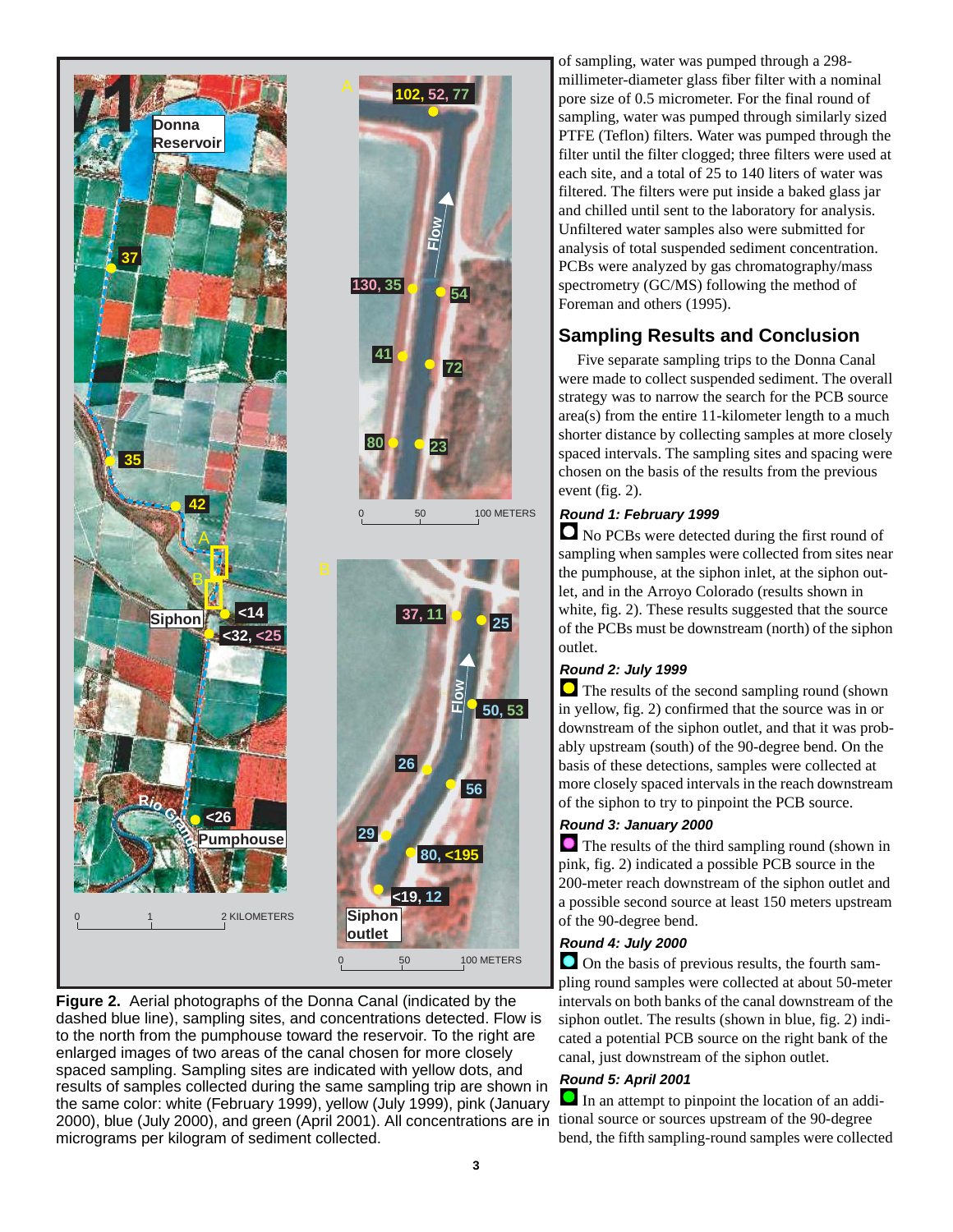Figure 2. Aerial photographs of the Donna Canal (indicated by the dashed blue line), sampling sites, and concentrations detected. Flow is to the north from the pumphouse toward the reservoir. To the right are enlarged images of two areas of the canal chosen for more closely spaced sampling. Sampling sites are indicated with yellow dots, and results of samples collected during the same sampling trip are shown in the same color: white (February 1999), yellow (July 1999), pink (January 2000), blue (July 2000), and green (April 2001). All concentrations are in micrograms per kilogram of sediment collected.

of sampling, water was pumped through a 298-millimeter-diameter glass fiber filter with a nominal pore size of 0.5 micrometer. For the final round of sampling, water was pumped through similarly sized PTFE (Teflon) filters. Water was pumped through the filter until the filter clogged; three filters were used at each site, and a total of 25 to 140 liters of water was filtered. The filters were put inside a baked glass jar and chilled until sent to the laboratory for analysis. Unfiltered water samples also were submitted for analysis of total suspended sediment concentration. PCBs were analyzed by gas chromatography/mass spectrometry (GC/MS) following the method of Foreman and others (1995).

## Sampling Results and Conclusion

Five separate sampling trips to the Donna Canal were made to collect suspended sediment. The overall strategy was to narrow the search for the PCB source area(s) from the entire 11-kilometer length to a much shorter distance by collecting samples at more closely spaced intervals. The sampling sites and spacing were chosen on the basis of the results from the previous event (fig. 2).

### *Round 1: February 1999*

No PCBs were detected during the first round of sampling when samples were collected from sites near the pumphouse, at the siphon inlet, at the siphon outlet, and in the Arroyo Colorado (results shown in white, fig. 2). These results suggested that the source of the PCBs must be downstream (north) of the siphon outlet.

### *Round 2: July 1999*

The results of the second sampling round (shown in yellow, fig. 2) confirmed that the source was in or downstream of the siphon outlet, and that it was probably upstream (south) of the 90-degree bend. On the basis of these detections, samples were collected at more closely spaced intervals in the reach downstream of the siphon to try to pinpoint the PCB source.

### *Round 3: January 2000*

The results of the third sampling round (shown in pink, fig. 2) indicated a possible PCB source in the 200-meter reach downstream of the siphon outlet and a possible second source at least 150 meters upstream of the 90-degree bend.

### *Round 4: July 2000*

On the basis of previous results, the fourth sampling round samples were collected at about 50-meter intervals on both banks of the canal downstream of the siphon outlet. The results (shown in blue, fig. 2) indicated a potential PCB source on the right bank of the canal, just downstream of the siphon outlet.

### *Round 5: April 2001*

In an attempt to pinpoint the location of an additional source or sources upstream of the 90-degree bend, the fifth sampling-round samples were collected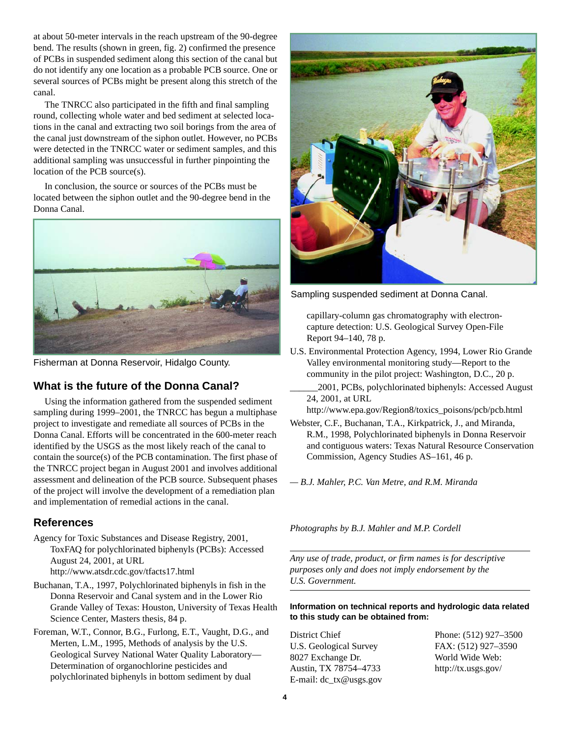at about 50-meter intervals in the reach upstream of the 90-degree bend. The results (shown in green, fig. 2) confirmed the presence of PCBs in suspended sediment along this section of the canal but do not identify any one location as a probable PCB source. One or several sources of PCBs might be present along this stretch of the canal.

The TNRCC also participated in the fifth and final sampling round, collecting whole water and bed sediment at selected locations in the canal and extracting two soil borings from the area of the canal just downstream of the siphon outlet. However, no PCBs were detected in the TNRCC water or sediment samples, and this additional sampling was unsuccessful in further pinpointing the location of the PCB source(s).

In conclusion, the source or sources of the PCBs must be located between the siphon outlet and the 90-degree bend in the Donna Canal.

Fisherman at Donna Reservoir, Hidalgo County.

## What is the future of the Donna Canal?

Using the information gathered from the suspended sediment sampling during 1999–2001, the TNRCC has begun a multiphase project to investigate and remediate all sources of PCBs in the Donna Canal. Efforts will be concentrated in the 600-meter reach identified by the USGS as the most likely reach of the canal to contain the source(s) of the PCB contamination. The first phase of the TNRCC project began in August 2001 and involves additional assessment and delineation of the PCB source. Subsequent phases of the project will involve the development of a remediation plan and implementation of remedial actions in the canal.

## References

Agency for Toxic Substances and Disease Registry, 2001, ToxFAQ for polychlorinated biphenyls (PCBs): Accessed August 24, 2001, at URL http://www.atsdr.cdc.gov/tfacts17.html

Buchanan, T.A., 1997, Polychlorinated biphenyls in fish in the Donna Reservoir and Canal system and in the Lower Rio Grande Valley of Texas: Houston, University of Texas Health Science Center, Masters thesis, 84 p.

Foreman, W.T., Connor, B.G., Furlong, E.T., Vaught, D.G., and Merten, L.M., 1995, Methods of analysis by the U.S. Geological Survey National Water Quality Laboratory—Determination of organochlorine pesticides and polychlorinated biphenyls in bottom sediment by dual capillary-column gas chromatography with electron-capture detection: U.S. Geological Survey Open-File Report 94–140, 78 p.

U.S. Environmental Protection Agency, 1994, Lower Rio Grande Valley environmental monitoring study—Report to the community in the pilot project: Washington, D.C., 20 p.

______2001, PCBs, polychlorinated biphenyls: Accessed August 24, 2001, at URL http://www.epa.gov/Region8/toxics_poisons/pcb/pcb.html

Webster, C.F., Buchanan, T.A., Kirkpatrick, J., and Miranda, R.M., 1998, Polychlorinated biphenyls in Donna Reservoir and contiguous waters: Texas Natural Resource Conservation Commission, Agency Studies AS–161, 46 p.

Sampling suspended sediment at Donna Canal.

*— B.J. Mahler, P.C. Van Metre, and R.M. Miranda*

*Photographs by B.J. Mahler and M.P. Cordell*

*Any use of trade, product, or firm names is for descriptive purposes only and does not imply endorsement by the U.S. Government.*

**Information on technical reports and hydrologic data related to this study can be obtained from:**

District Chief
U.S. Geological Survey
8027 Exchange Dr.
Austin, TX 78754–4733
E-mail: dc_tx@usgs.gov

Phone: (512) 927–3500
FAX: (512) 927–3590
World Wide Web:
http://tx.usgs.gov/